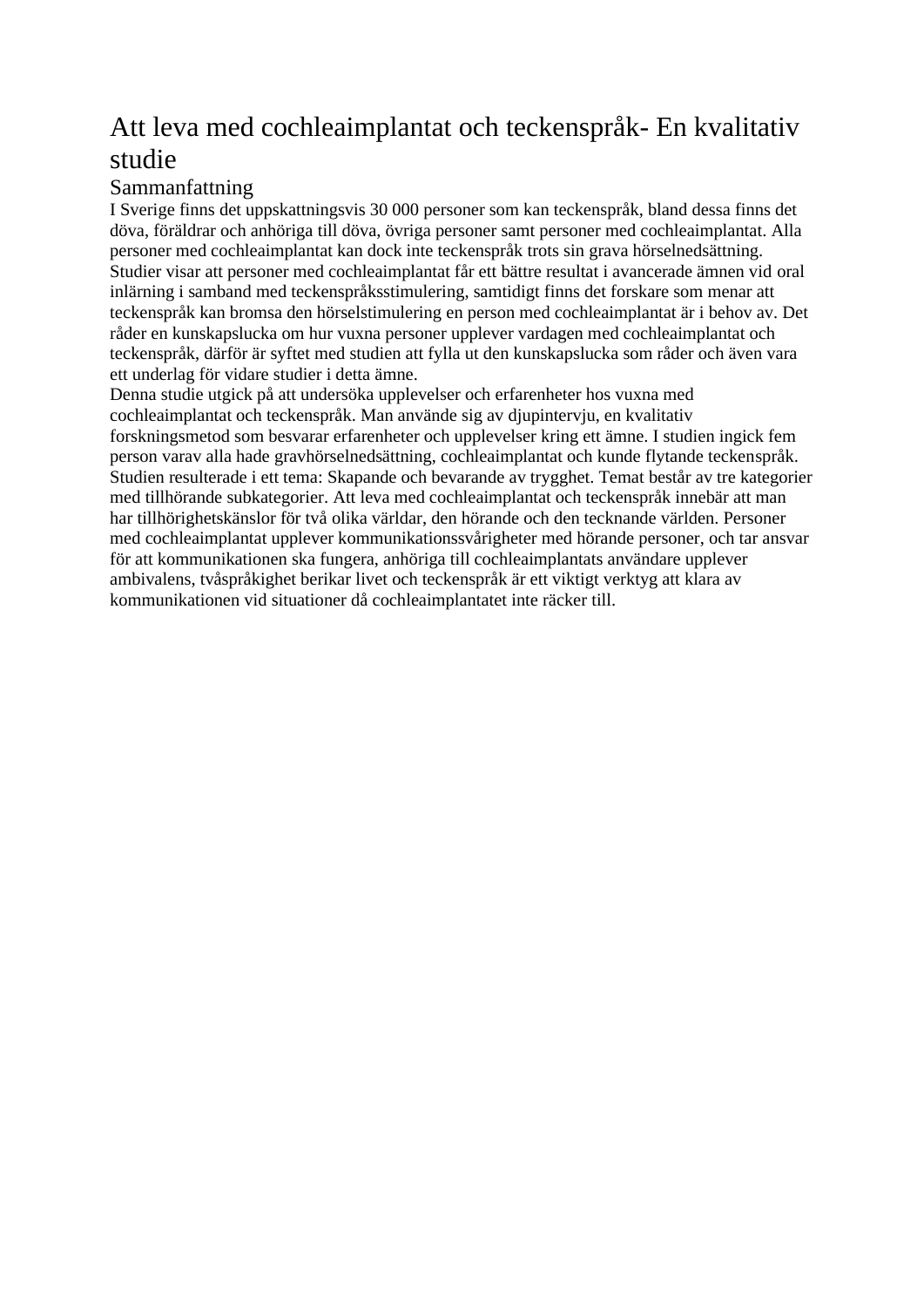# Att leva med cochleaimplantat och teckenspråk- En kvalitativ studie

## Sammanfattning

I Sverige finns det uppskattningsvis 30 000 personer som kan teckenspråk, bland dessa finns det döva, föräldrar och anhöriga till döva, övriga personer samt personer med cochleaimplantat. Alla personer med cochleaimplantat kan dock inte teckenspråk trots sin grava hörselnedsättning. Studier visar att personer med cochleaimplantat får ett bättre resultat i avancerade ämnen vid oral inlärning i samband med teckenspråksstimulering, samtidigt finns det forskare som menar att teckenspråk kan bromsa den hörselstimulering en person med cochleaimplantat är i behov av. Det råder en kunskapslucka om hur vuxna personer upplever vardagen med cochleaimplantat och teckenspråk, därför är syftet med studien att fylla ut den kunskapslucka som råder och även vara ett underlag för vidare studier i detta ämne.

Denna studie utgick på att undersöka upplevelser och erfarenheter hos vuxna med cochleaimplantat och teckenspråk. Man använde sig av djupintervju, en kvalitativ forskningsmetod som besvarar erfarenheter och upplevelser kring ett ämne. I studien ingick fem person varav alla hade gravhörselnedsättning, cochleaimplantat och kunde flytande teckenspråk. Studien resulterade i ett tema: Skapande och bevarande av trygghet. Temat består av tre kategorier med tillhörande subkategorier. Att leva med cochleaimplantat och teckenspråk innebär att man har tillhörighetskänslor för två olika världar, den hörande och den tecknande världen. Personer med cochleaimplantat upplever kommunikationssvårigheter med hörande personer, och tar ansvar för att kommunikationen ska fungera, anhöriga till cochleaimplantats användare upplever ambivalens, tvåspråkighet berikar livet och teckenspråk är ett viktigt verktyg att klara av kommunikationen vid situationer då cochleaimplantatet inte räcker till.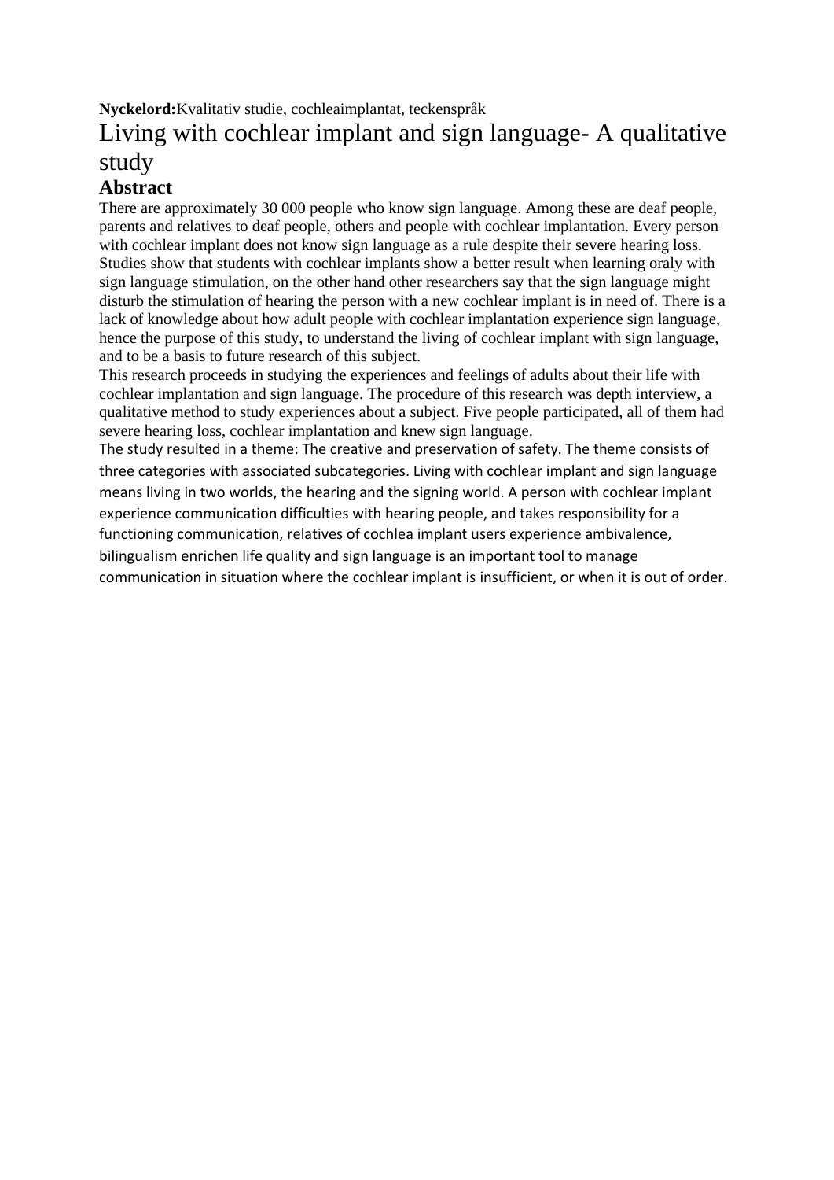**Nyckelord:** Kvalitativ studie, cochleaimplantat, teckenspråk

# Living with cochlear implant and sign language- A qualitative study

## Abstract

There are approximately 30 000 people who know sign language. Among these are deaf people, parents and relatives to deaf people, others and people with cochlear implantation. Every person with cochlear implant does not know sign language as a rule despite their severe hearing loss. Studies show that students with cochlear implants show a better result when learning oraly with sign language stimulation, on the other hand other researchers say that the sign language might disturb the stimulation of hearing the person with a new cochlear implant is in need of. There is a lack of knowledge about how adult people with cochlear implantation experience sign language, hence the purpose of this study, to understand the living of cochlear implant with sign language, and to be a basis to future research of this subject.

This research proceeds in studying the experiences and feelings of adults about their life with cochlear implantation and sign language. The procedure of this research was depth interview, a qualitative method to study experiences about a subject. Five people participated, all of them had severe hearing loss, cochlear implantation and knew sign language.

The study resulted in a theme: The creative and preservation of safety. The theme consists of three categories with associated subcategories. Living with cochlear implant and sign language means living in two worlds, the hearing and the signing world. A person with cochlear implant experience communication difficulties with hearing people, and takes responsibility for a functioning communication, relatives of cochlea implant users experience ambivalence, bilingualism enrichen life quality and sign language is an important tool to manage communication in situation where the cochlear implant is insufficient, or when it is out of order.